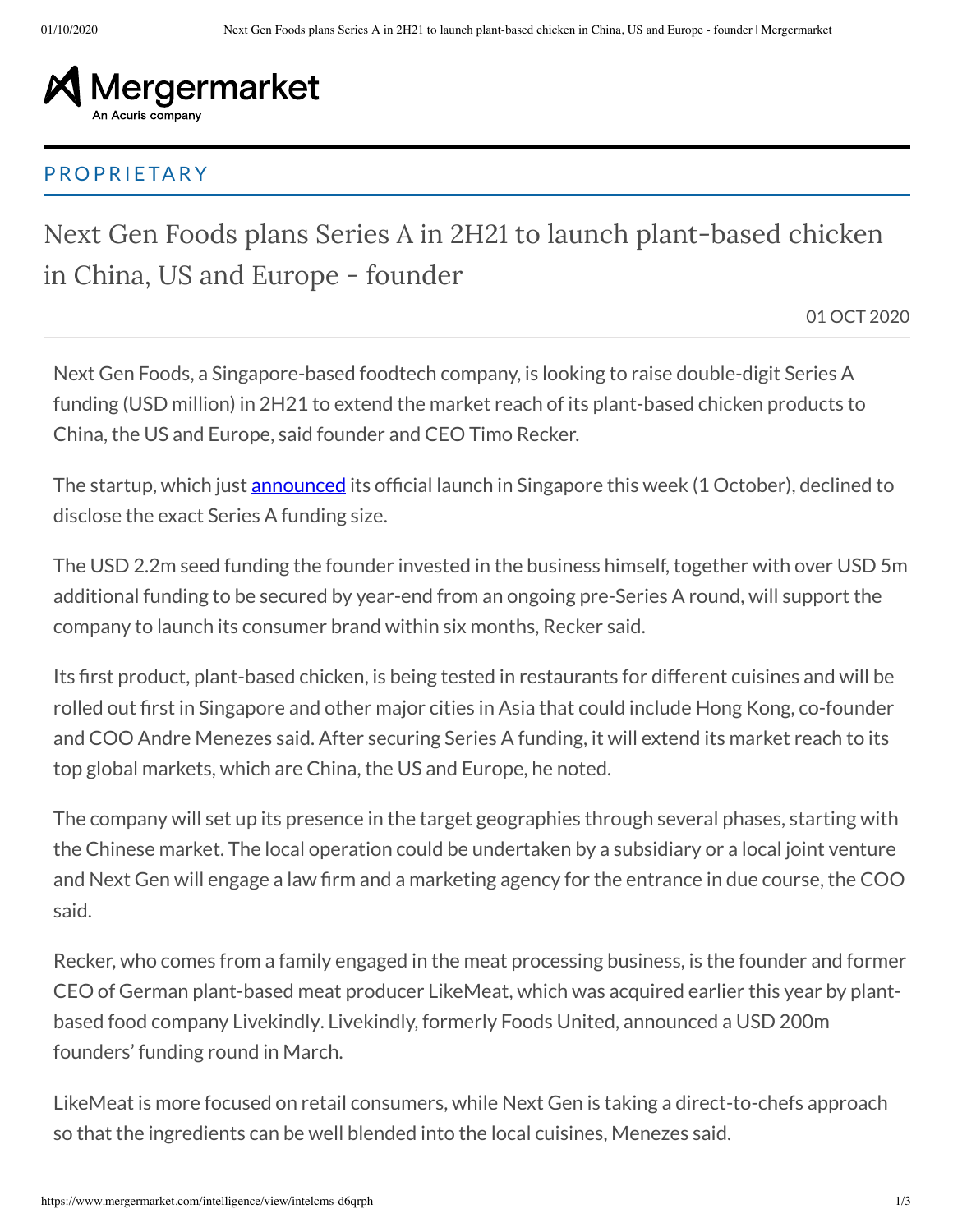Mergermarket

An Acuris company

PROPRIETARY

# Next Gen Foods plans Series A in 2H21 to launch plant-based chicken in China, US and Europe - founder

01 OCT 2020

Next Gen Foods, a Singapore-based foodtech company, is looking to raise double-digit Series A funding (USD million) in 2H21 to extend the market reach of its plant-based chicken products to China, the US and Europe, said founder and CEO Timo Recker.

The startup, which just announced its official launch in Singapore this week (1 October), declined to disclose the exact Series A funding size.

The USD 2.2m seed funding the founder invested in the business himself, together with over USD 5m additional funding to be secured by year-end from an ongoing pre-Series A round, will support the company to launch its consumer brand within six months, Recker said.

Its first product, plant-based chicken, is being tested in restaurants for different cuisines and will be rolled out first in Singapore and other major cities in Asia that could include Hong Kong, co-founder and COO Andre Menezes said. After securing Series A funding, it will extend its market reach to its top global markets, which are China, the US and Europe, he noted.

The company will set up its presence in the target geographies through several phases, starting with the Chinese market. The local operation could be undertaken by a subsidiary or a local joint venture and Next Gen will engage a law firm and a marketing agency for the entrance in due course, the COO said.

Recker, who comes from a family engaged in the meat processing business, is the founder and former CEO of German plant-based meat producer LikeMeat, which was acquired earlier this year by plant-based food company Livekindly. Livekindly, formerly Foods United, announced a USD 200m founders' funding round in March.

LikeMeat is more focused on retail consumers, while Next Gen is taking a direct-to-chefs approach so that the ingredients can be well blended into the local cuisines, Menezes said.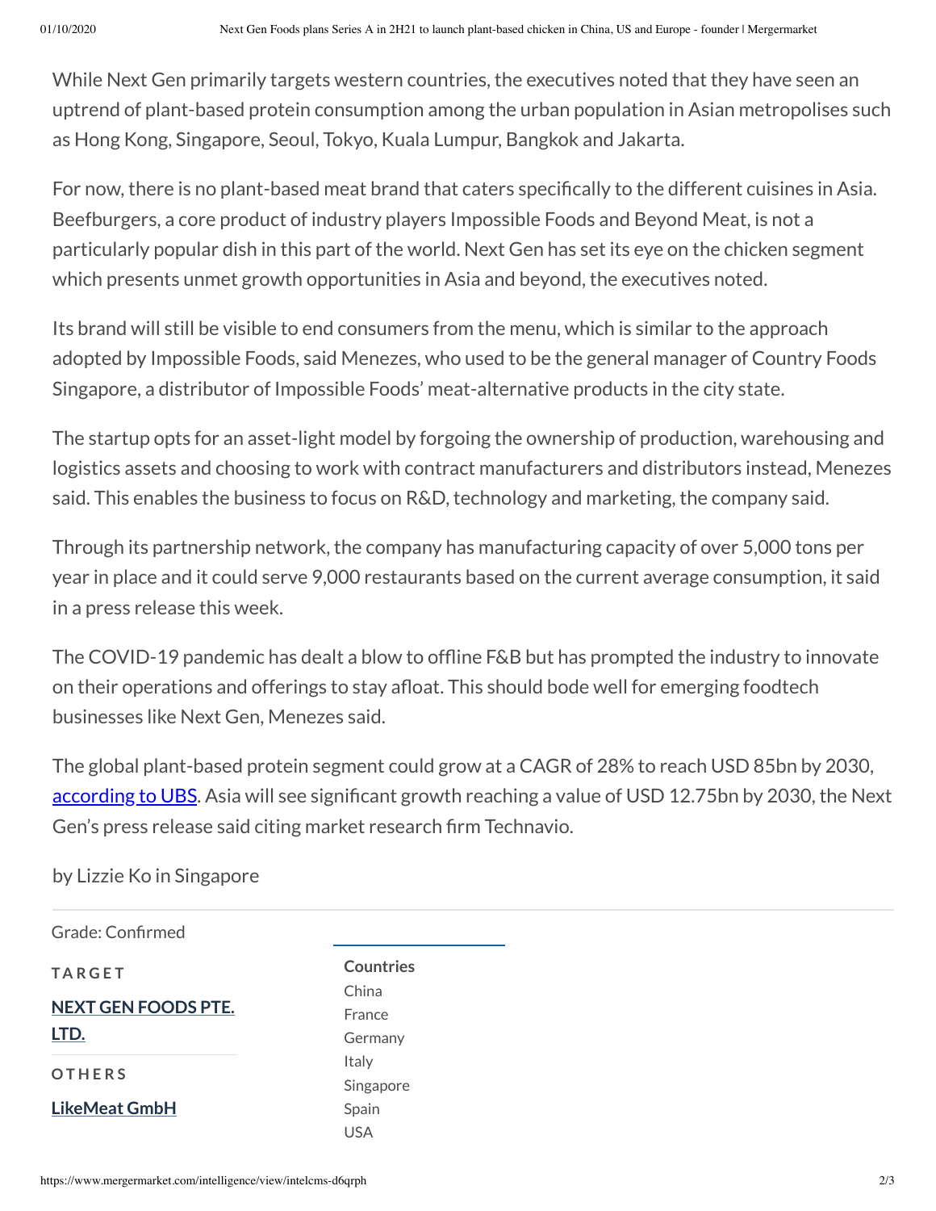While Next Gen primarily targets western countries, the executives noted that they have seen an uptrend of plant-based protein consumption among the urban population in Asian metropolises such as Hong Kong, Singapore, Seoul, Tokyo, Kuala Lumpur, Bangkok and Jakarta.

For now, there is no plant-based meat brand that caters specifically to the different cuisines in Asia. Beefburgers, a core product of industry players Impossible Foods and Beyond Meat, is not a particularly popular dish in this part of the world. Next Gen has set its eye on the chicken segment which presents unmet growth opportunities in Asia and beyond, the executives noted.

Its brand will still be visible to end consumers from the menu, which is similar to the approach adopted by Impossible Foods, said Menezes, who used to be the general manager of Country Foods Singapore, a distributor of Impossible Foods' meat-alternative products in the city state.

The startup opts for an asset-light model by forgoing the ownership of production, warehousing and logistics assets and choosing to work with contract manufacturers and distributors instead, Menezes said. This enables the business to focus on R&D, technology and marketing, the company said.

Through its partnership network, the company has manufacturing capacity of over 5,000 tons per year in place and it could serve 9,000 restaurants based on the current average consumption, it said in a press release this week.

The COVID-19 pandemic has dealt a blow to offline F&B but has prompted the industry to innovate on their operations and offerings to stay afloat. This should bode well for emerging foodtech businesses like Next Gen, Menezes said.

The global plant-based protein segment could grow at a CAGR of 28% to reach USD 85bn by 2030, according to UBS. Asia will see significant growth reaching a value of USD 12.75bn by 2030, the Next Gen's press release said citing market research firm Technavio.

by Lizzie Ko in Singapore

Grade: Confirmed

**TARGET**

**NEXT GEN FOODS PTE. LTD.**

**OTHERS**

**LikeMeat GmbH**

**Countries**

China
France
Germany
Italy
Singapore
Spain
USA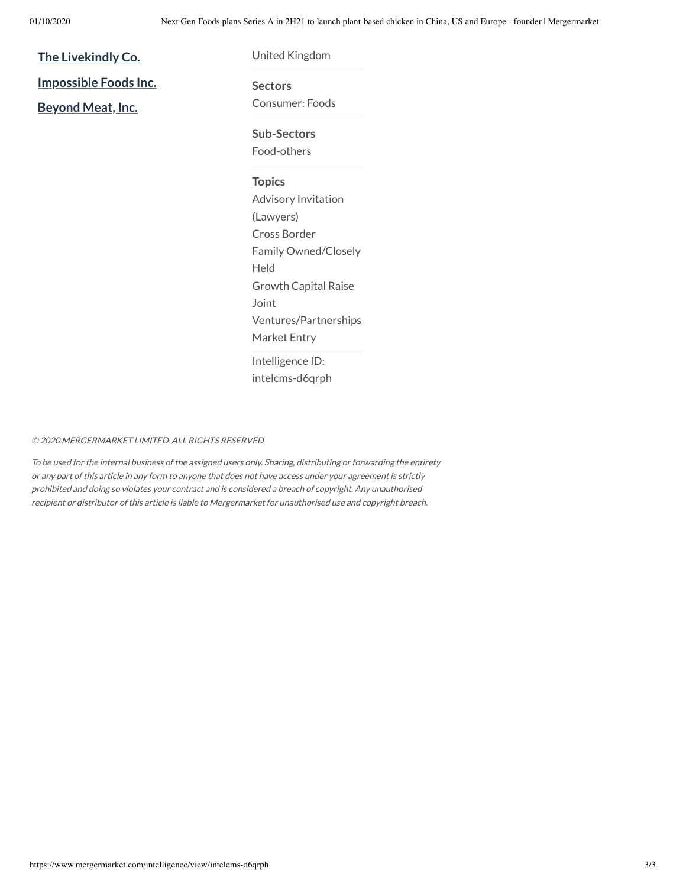**The Livekindly Co.**

**Impossible Foods Inc.**

**Beyond Meat, Inc.**

United Kingdom

**Sectors**

Consumer: Foods

**Sub-Sectors**

Food-others

**Topics**

Advisory Invitation (Lawyers)

Cross Border

Family Owned/Closely Held

Growth Capital Raise

Joint Ventures/Partnerships

Market Entry

Intelligence ID: intelcms-d6qrph

*© 2020 MERGERMARKET LIMITED. ALL RIGHTS RESERVED*

*To be used for the internal business of the assigned users only. Sharing, distributing or forwarding the entirety or any part of this article in any form to anyone that does not have access under your agreement is strictly prohibited and doing so violates your contract and is considered a breach of copyright. Any unauthorised recipient or distributor of this article is liable to Mergermarket for unauthorised use and copyright breach.*